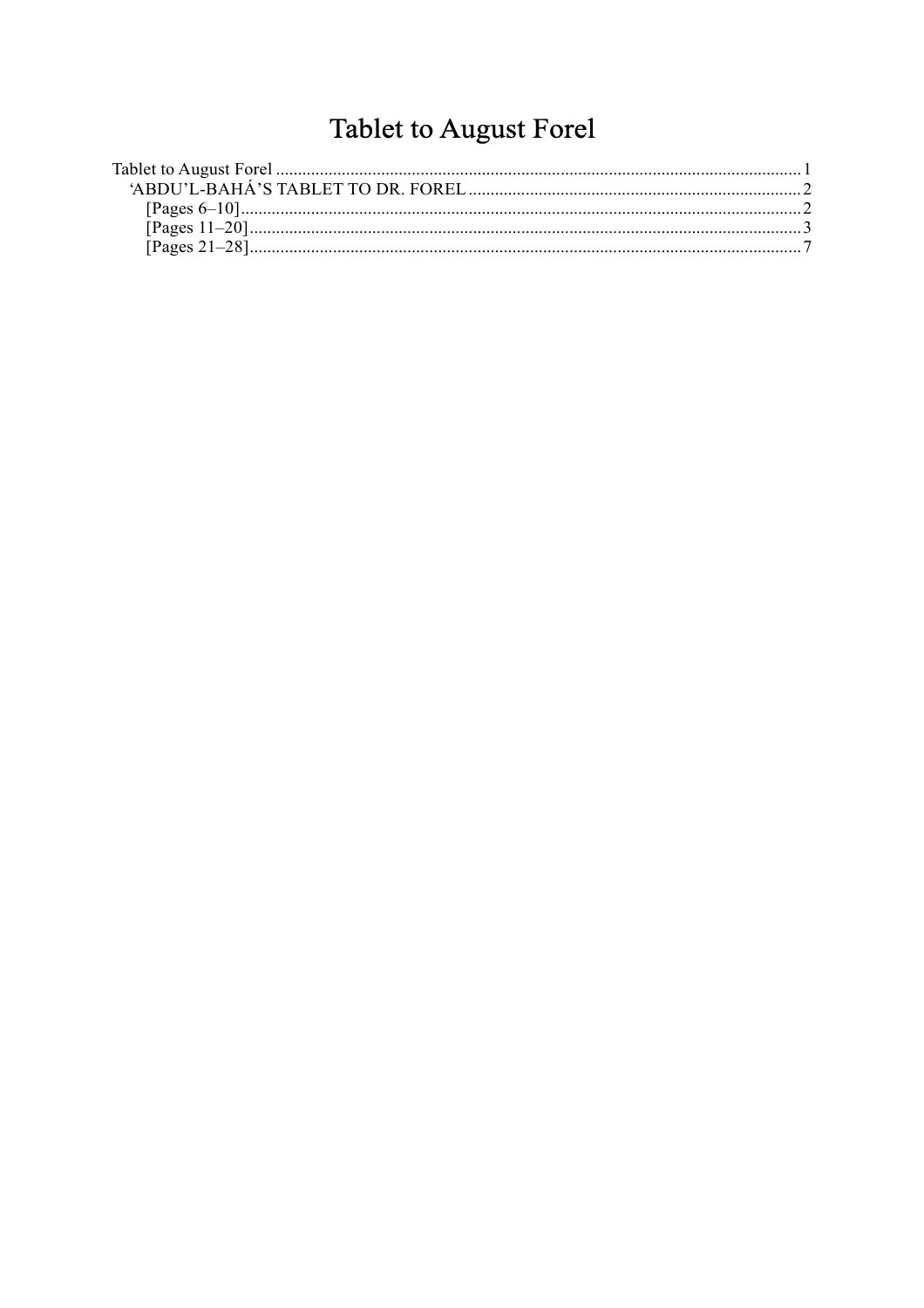# Tablet to August Forel

Tablet to August Forel ........................................................................................................................ 1
‘ABDU’L-BAHÁ’S TABLET TO DR. FOREL ............................................................................ 2
[Pages 6–10] ............................................................................................................................... 2
[Pages 11–20] ............................................................................................................................. 3
[Pages 21–28] ............................................................................................................................. 7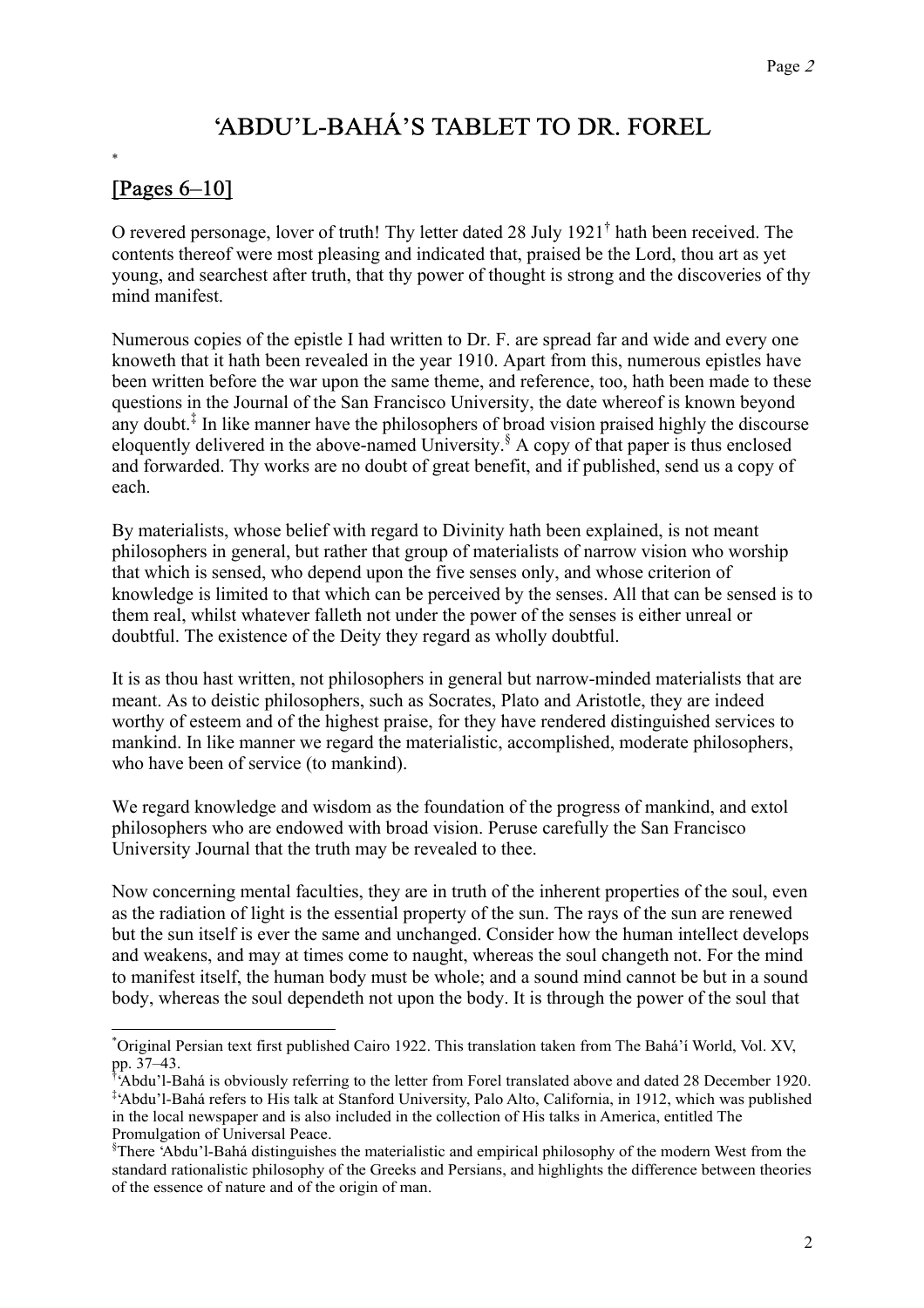# 'ABDU'L-BAHÁ'S TABLET TO DR. FOREL

[*]

## [Pages 6–10]

O revered personage, lover of truth! Thy letter dated 28 July 1921[†] hath been received. The contents thereof were most pleasing and indicated that, praised be the Lord, thou art as yet young, and searchest after truth, that thy power of thought is strong and the discoveries of thy mind manifest.

Numerous copies of the epistle I had written to Dr. F. are spread far and wide and every one knoweth that it hath been revealed in the year 1910. Apart from this, numerous epistles have been written before the war upon the same theme, and reference, too, hath been made to these questions in the Journal of the San Francisco University, the date whereof is known beyond any doubt.[‡] In like manner have the philosophers of broad vision praised highly the discourse eloquently delivered in the above-named University.[§] A copy of that paper is thus enclosed and forwarded. Thy works are no doubt of great benefit, and if published, send us a copy of each.

By materialists, whose belief with regard to Divinity hath been explained, is not meant philosophers in general, but rather that group of materialists of narrow vision who worship that which is sensed, who depend upon the five senses only, and whose criterion of knowledge is limited to that which can be perceived by the senses. All that can be sensed is to them real, whilst whatever falleth not under the power of the senses is either unreal or doubtful. The existence of the Deity they regard as wholly doubtful.

It is as thou hast written, not philosophers in general but narrow-minded materialists that are meant. As to deistic philosophers, such as Socrates, Plato and Aristotle, they are indeed worthy of esteem and of the highest praise, for they have rendered distinguished services to mankind. In like manner we regard the materialistic, accomplished, moderate philosophers, who have been of service (to mankind).

We regard knowledge and wisdom as the foundation of the progress of mankind, and extol philosophers who are endowed with broad vision. Peruse carefully the San Francisco University Journal that the truth may be revealed to thee.

Now concerning mental faculties, they are in truth of the inherent properties of the soul, even as the radiation of light is the essential property of the sun. The rays of the sun are renewed but the sun itself is ever the same and unchanged. Consider how the human intellect develops and weakens, and may at times come to naught, whereas the soul changeth not. For the mind to manifest itself, the human body must be whole; and a sound mind cannot be but in a sound body, whereas the soul dependeth not upon the body. It is through the power of the soul that

---

[*] Original Persian text first published Cairo 1922. This translation taken from The Bahá'í World, Vol. XV, pp. 37–43.

[†] 'Abdu'l-Bahá is obviously referring to the letter from Forel translated above and dated 28 December 1920.

[‡] 'Abdu'l-Bahá refers to His talk at Stanford University, Palo Alto, California, in 1912, which was published in the local newspaper and is also included in the collection of His talks in America, entitled The Promulgation of Universal Peace.

[§] There 'Abdu'l-Bahá distinguishes the materialistic and empirical philosophy of the modern West from the standard rationalistic philosophy of the Greeks and Persians, and highlights the difference between theories of the essence of nature and of the origin of man.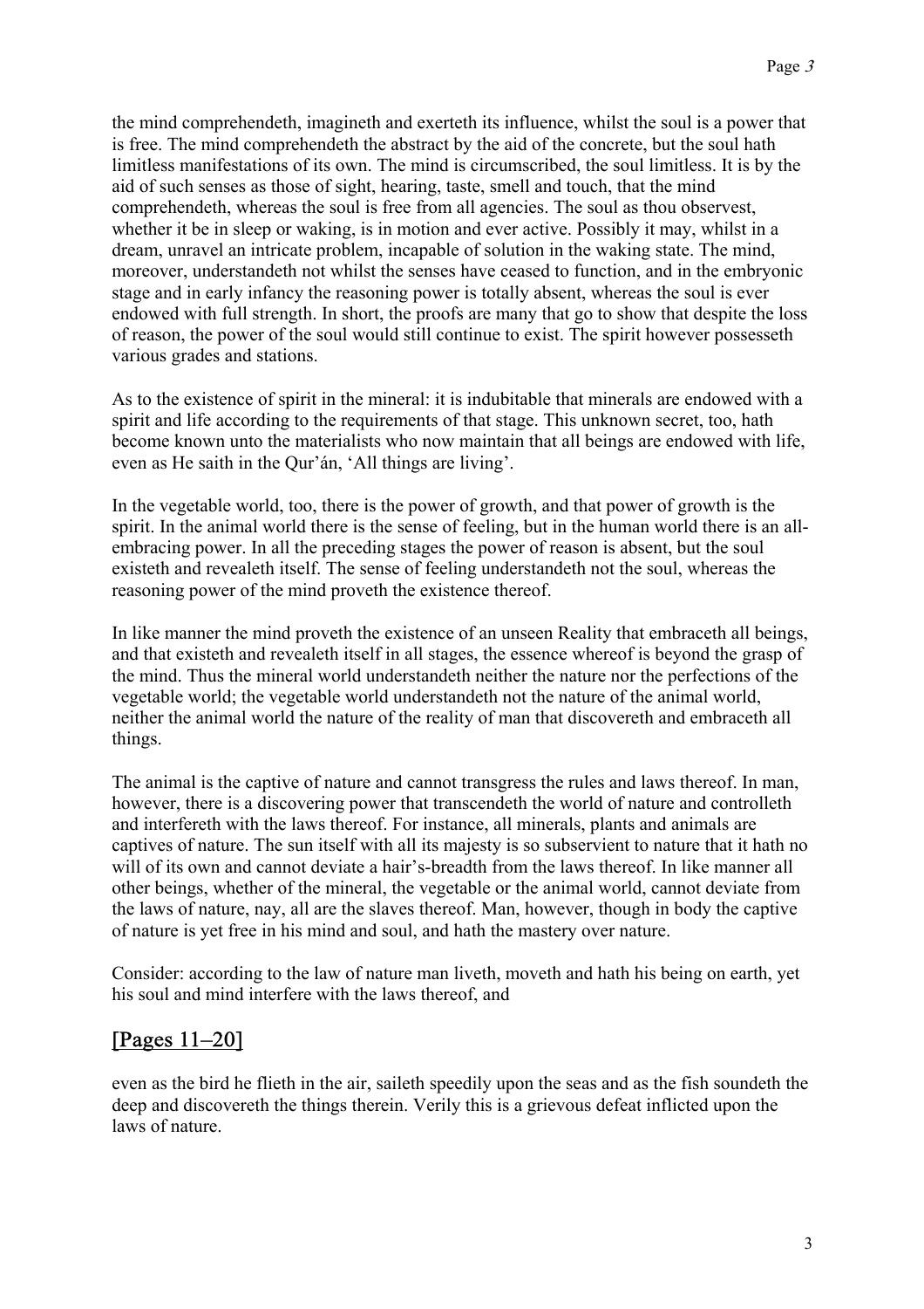the mind comprehendeth, imagineth and exerteth its influence, whilst the soul is a power that is free. The mind comprehendeth the abstract by the aid of the concrete, but the soul hath limitless manifestations of its own. The mind is circumscribed, the soul limitless. It is by the aid of such senses as those of sight, hearing, taste, smell and touch, that the mind comprehendeth, whereas the soul is free from all agencies. The soul as thou observest, whether it be in sleep or waking, is in motion and ever active. Possibly it may, whilst in a dream, unravel an intricate problem, incapable of solution in the waking state. The mind, moreover, understandeth not whilst the senses have ceased to function, and in the embryonic stage and in early infancy the reasoning power is totally absent, whereas the soul is ever endowed with full strength. In short, the proofs are many that go to show that despite the loss of reason, the power of the soul would still continue to exist. The spirit however possesseth various grades and stations.

As to the existence of spirit in the mineral: it is indubitable that minerals are endowed with a spirit and life according to the requirements of that stage. This unknown secret, too, hath become known unto the materialists who now maintain that all beings are endowed with life, even as He saith in the Qur'án, 'All things are living'.

In the vegetable world, too, there is the power of growth, and that power of growth is the spirit. In the animal world there is the sense of feeling, but in the human world there is an all-embracing power. In all the preceding stages the power of reason is absent, but the soul existeth and revealeth itself. The sense of feeling understandeth not the soul, whereas the reasoning power of the mind proveth the existence thereof.

In like manner the mind proveth the existence of an unseen Reality that embraceth all beings, and that existeth and revealeth itself in all stages, the essence whereof is beyond the grasp of the mind. Thus the mineral world understandeth neither the nature nor the perfections of the vegetable world; the vegetable world understandeth not the nature of the animal world, neither the animal world the nature of the reality of man that discovereth and embraceth all things.

The animal is the captive of nature and cannot transgress the rules and laws thereof. In man, however, there is a discovering power that transcendeth the world of nature and controlleth and interfereth with the laws thereof. For instance, all minerals, plants and animals are captives of nature. The sun itself with all its majesty is so subservient to nature that it hath no will of its own and cannot deviate a hair's-breadth from the laws thereof. In like manner all other beings, whether of the mineral, the vegetable or the animal world, cannot deviate from the laws of nature, nay, all are the slaves thereof. Man, however, though in body the captive of nature is yet free in his mind and soul, and hath the mastery over nature.

Consider: according to the law of nature man liveth, moveth and hath his being on earth, yet his soul and mind interfere with the laws thereof, and

## [Pages 11–20]

even as the bird he flieth in the air, saileth speedily upon the seas and as the fish soundeth the deep and discovereth the things therein. Verily this is a grievous defeat inflicted upon the laws of nature.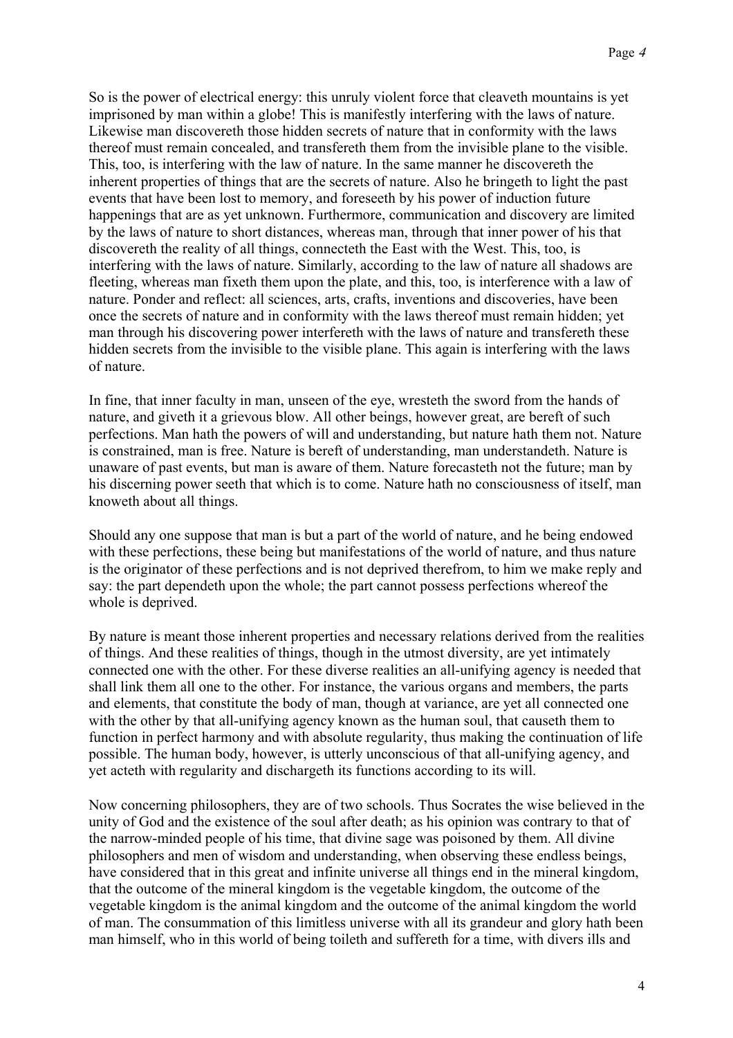So is the power of electrical energy: this unruly violent force that cleaveth mountains is yet imprisoned by man within a globe! This is manifestly interfering with the laws of nature. Likewise man discovereth those hidden secrets of nature that in conformity with the laws thereof must remain concealed, and transfereth them from the invisible plane to the visible. This, too, is interfering with the law of nature. In the same manner he discovereth the inherent properties of things that are the secrets of nature. Also he bringeth to light the past events that have been lost to memory, and foreseeth by his power of induction future happenings that are as yet unknown. Furthermore, communication and discovery are limited by the laws of nature to short distances, whereas man, through that inner power of his that discovereth the reality of all things, connecteth the East with the West. This, too, is interfering with the laws of nature. Similarly, according to the law of nature all shadows are fleeting, whereas man fixeth them upon the plate, and this, too, is interference with a law of nature. Ponder and reflect: all sciences, arts, crafts, inventions and discoveries, have been once the secrets of nature and in conformity with the laws thereof must remain hidden; yet man through his discovering power interfereth with the laws of nature and transfereth these hidden secrets from the invisible to the visible plane. This again is interfering with the laws of nature.

In fine, that inner faculty in man, unseen of the eye, wresteth the sword from the hands of nature, and giveth it a grievous blow. All other beings, however great, are bereft of such perfections. Man hath the powers of will and understanding, but nature hath them not. Nature is constrained, man is free. Nature is bereft of understanding, man understandeth. Nature is unaware of past events, but man is aware of them. Nature forecasteth not the future; man by his discerning power seeth that which is to come. Nature hath no consciousness of itself, man knoweth about all things.

Should any one suppose that man is but a part of the world of nature, and he being endowed with these perfections, these being but manifestations of the world of nature, and thus nature is the originator of these perfections and is not deprived therefrom, to him we make reply and say: the part dependeth upon the whole; the part cannot possess perfections whereof the whole is deprived.

By nature is meant those inherent properties and necessary relations derived from the realities of things. And these realities of things, though in the utmost diversity, are yet intimately connected one with the other. For these diverse realities an all-unifying agency is needed that shall link them all one to the other. For instance, the various organs and members, the parts and elements, that constitute the body of man, though at variance, are yet all connected one with the other by that all-unifying agency known as the human soul, that causeth them to function in perfect harmony and with absolute regularity, thus making the continuation of life possible. The human body, however, is utterly unconscious of that all-unifying agency, and yet acteth with regularity and dischargeth its functions according to its will.

Now concerning philosophers, they are of two schools. Thus Socrates the wise believed in the unity of God and the existence of the soul after death; as his opinion was contrary to that of the narrow-minded people of his time, that divine sage was poisoned by them. All divine philosophers and men of wisdom and understanding, when observing these endless beings, have considered that in this great and infinite universe all things end in the mineral kingdom, that the outcome of the mineral kingdom is the vegetable kingdom, the outcome of the vegetable kingdom is the animal kingdom and the outcome of the animal kingdom the world of man. The consummation of this limitless universe with all its grandeur and glory hath been man himself, who in this world of being toileth and suffereth for a time, with divers ills and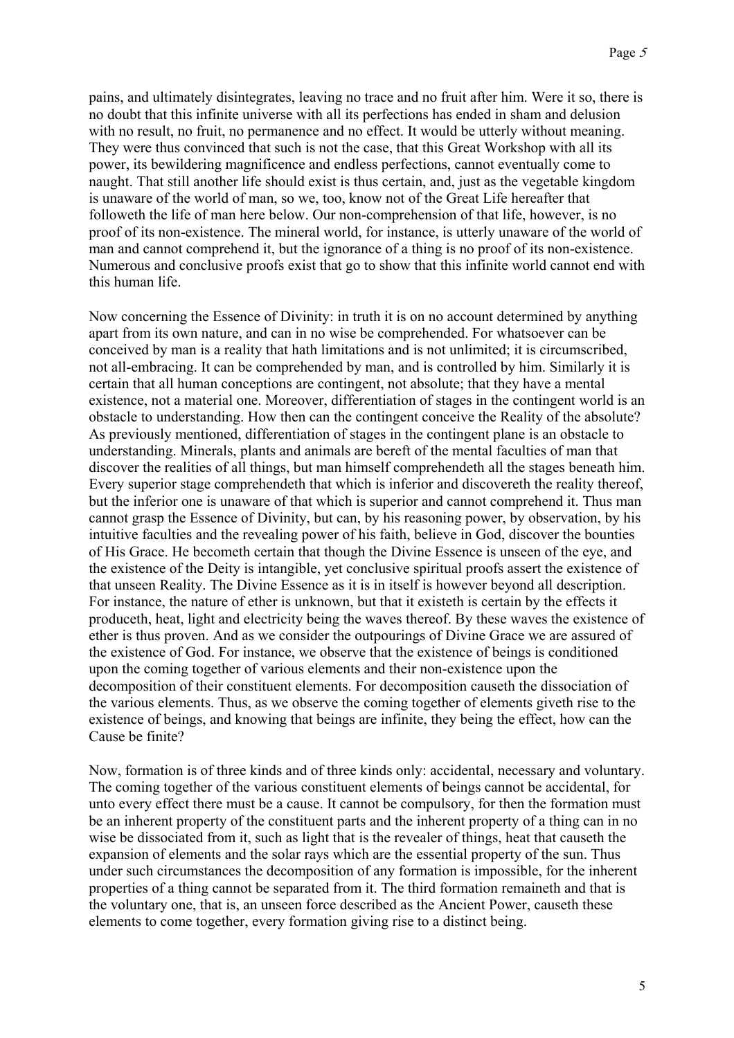pains, and ultimately disintegrates, leaving no trace and no fruit after him. Were it so, there is no doubt that this infinite universe with all its perfections has ended in sham and delusion with no result, no fruit, no permanence and no effect. It would be utterly without meaning. They were thus convinced that such is not the case, that this Great Workshop with all its power, its bewildering magnificence and endless perfections, cannot eventually come to naught. That still another life should exist is thus certain, and, just as the vegetable kingdom is unaware of the world of man, so we, too, know not of the Great Life hereafter that followeth the life of man here below. Our non-comprehension of that life, however, is no proof of its non-existence. The mineral world, for instance, is utterly unaware of the world of man and cannot comprehend it, but the ignorance of a thing is no proof of its non-existence. Numerous and conclusive proofs exist that go to show that this infinite world cannot end with this human life.

Now concerning the Essence of Divinity: in truth it is on no account determined by anything apart from its own nature, and can in no wise be comprehended. For whatsoever can be conceived by man is a reality that hath limitations and is not unlimited; it is circumscribed, not all-embracing. It can be comprehended by man, and is controlled by him. Similarly it is certain that all human conceptions are contingent, not absolute; that they have a mental existence, not a material one. Moreover, differentiation of stages in the contingent world is an obstacle to understanding. How then can the contingent conceive the Reality of the absolute? As previously mentioned, differentiation of stages in the contingent plane is an obstacle to understanding. Minerals, plants and animals are bereft of the mental faculties of man that discover the realities of all things, but man himself comprehendeth all the stages beneath him. Every superior stage comprehendeth that which is inferior and discovereth the reality thereof, but the inferior one is unaware of that which is superior and cannot comprehend it. Thus man cannot grasp the Essence of Divinity, but can, by his reasoning power, by observation, by his intuitive faculties and the revealing power of his faith, believe in God, discover the bounties of His Grace. He becometh certain that though the Divine Essence is unseen of the eye, and the existence of the Deity is intangible, yet conclusive spiritual proofs assert the existence of that unseen Reality. The Divine Essence as it is in itself is however beyond all description. For instance, the nature of ether is unknown, but that it existeth is certain by the effects it produceth, heat, light and electricity being the waves thereof. By these waves the existence of ether is thus proven. And as we consider the outpourings of Divine Grace we are assured of the existence of God. For instance, we observe that the existence of beings is conditioned upon the coming together of various elements and their non-existence upon the decomposition of their constituent elements. For decomposition causeth the dissociation of the various elements. Thus, as we observe the coming together of elements giveth rise to the existence of beings, and knowing that beings are infinite, they being the effect, how can the Cause be finite?

Now, formation is of three kinds and of three kinds only: accidental, necessary and voluntary. The coming together of the various constituent elements of beings cannot be accidental, for unto every effect there must be a cause. It cannot be compulsory, for then the formation must be an inherent property of the constituent parts and the inherent property of a thing can in no wise be dissociated from it, such as light that is the revealer of things, heat that causeth the expansion of elements and the solar rays which are the essential property of the sun. Thus under such circumstances the decomposition of any formation is impossible, for the inherent properties of a thing cannot be separated from it. The third formation remaineth and that is the voluntary one, that is, an unseen force described as the Ancient Power, causeth these elements to come together, every formation giving rise to a distinct being.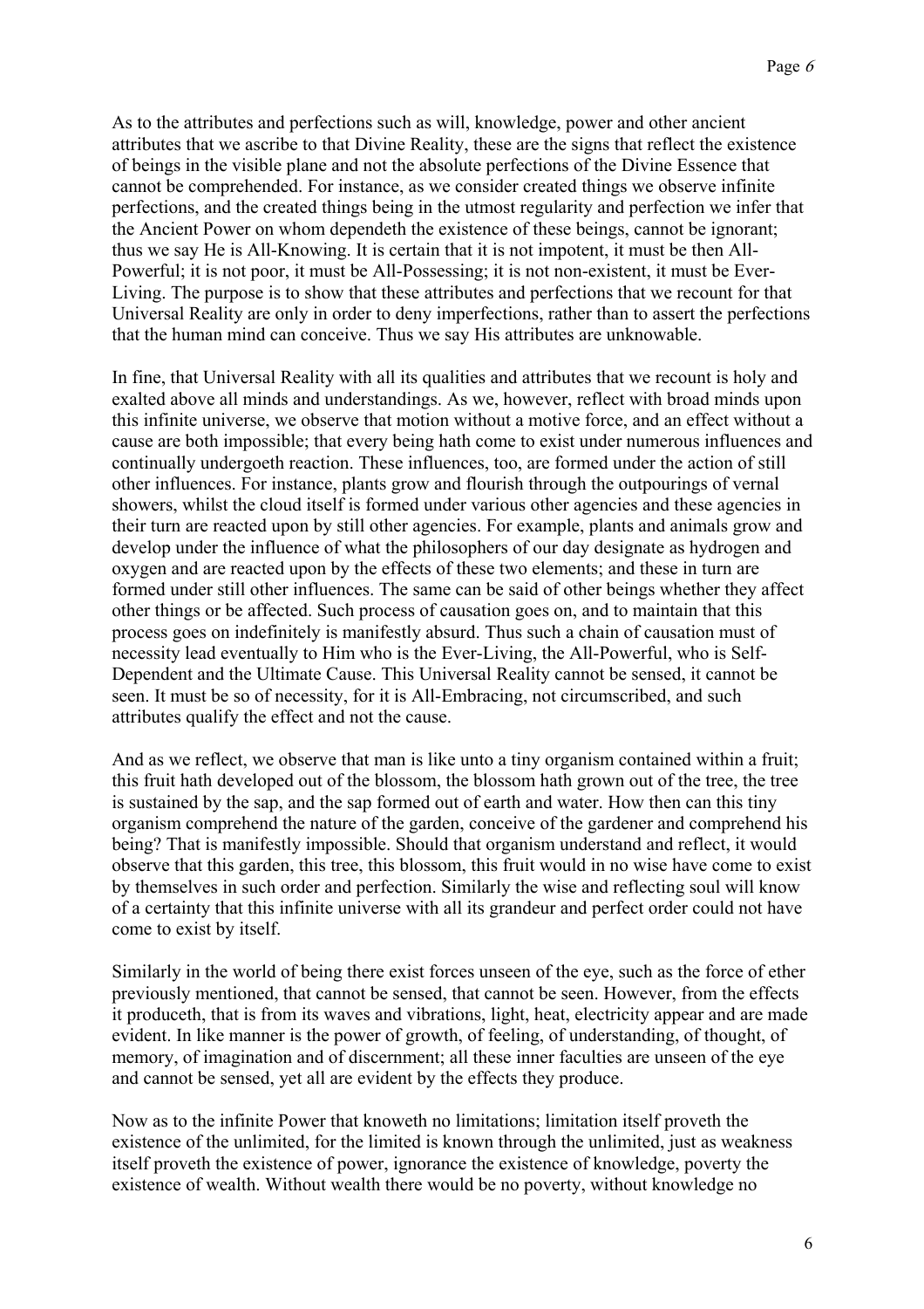As to the attributes and perfections such as will, knowledge, power and other ancient attributes that we ascribe to that Divine Reality, these are the signs that reflect the existence of beings in the visible plane and not the absolute perfections of the Divine Essence that cannot be comprehended. For instance, as we consider created things we observe infinite perfections, and the created things being in the utmost regularity and perfection we infer that the Ancient Power on whom dependeth the existence of these beings, cannot be ignorant; thus we say He is All-Knowing. It is certain that it is not impotent, it must be then All-Powerful; it is not poor, it must be All-Possessing; it is not non-existent, it must be Ever-Living. The purpose is to show that these attributes and perfections that we recount for that Universal Reality are only in order to deny imperfections, rather than to assert the perfections that the human mind can conceive. Thus we say His attributes are unknowable.

In fine, that Universal Reality with all its qualities and attributes that we recount is holy and exalted above all minds and understandings. As we, however, reflect with broad minds upon this infinite universe, we observe that motion without a motive force, and an effect without a cause are both impossible; that every being hath come to exist under numerous influences and continually undergoeth reaction. These influences, too, are formed under the action of still other influences. For instance, plants grow and flourish through the outpourings of vernal showers, whilst the cloud itself is formed under various other agencies and these agencies in their turn are reacted upon by still other agencies. For example, plants and animals grow and develop under the influence of what the philosophers of our day designate as hydrogen and oxygen and are reacted upon by the effects of these two elements; and these in turn are formed under still other influences. The same can be said of other beings whether they affect other things or be affected. Such process of causation goes on, and to maintain that this process goes on indefinitely is manifestly absurd. Thus such a chain of causation must of necessity lead eventually to Him who is the Ever-Living, the All-Powerful, who is Self-Dependent and the Ultimate Cause. This Universal Reality cannot be sensed, it cannot be seen. It must be so of necessity, for it is All-Embracing, not circumscribed, and such attributes qualify the effect and not the cause.

And as we reflect, we observe that man is like unto a tiny organism contained within a fruit; this fruit hath developed out of the blossom, the blossom hath grown out of the tree, the tree is sustained by the sap, and the sap formed out of earth and water. How then can this tiny organism comprehend the nature of the garden, conceive of the gardener and comprehend his being? That is manifestly impossible. Should that organism understand and reflect, it would observe that this garden, this tree, this blossom, this fruit would in no wise have come to exist by themselves in such order and perfection. Similarly the wise and reflecting soul will know of a certainty that this infinite universe with all its grandeur and perfect order could not have come to exist by itself.

Similarly in the world of being there exist forces unseen of the eye, such as the force of ether previously mentioned, that cannot be sensed, that cannot be seen. However, from the effects it produceth, that is from its waves and vibrations, light, heat, electricity appear and are made evident. In like manner is the power of growth, of feeling, of understanding, of thought, of memory, of imagination and of discernment; all these inner faculties are unseen of the eye and cannot be sensed, yet all are evident by the effects they produce.

Now as to the infinite Power that knoweth no limitations; limitation itself proveth the existence of the unlimited, for the limited is known through the unlimited, just as weakness itself proveth the existence of power, ignorance the existence of knowledge, poverty the existence of wealth. Without wealth there would be no poverty, without knowledge no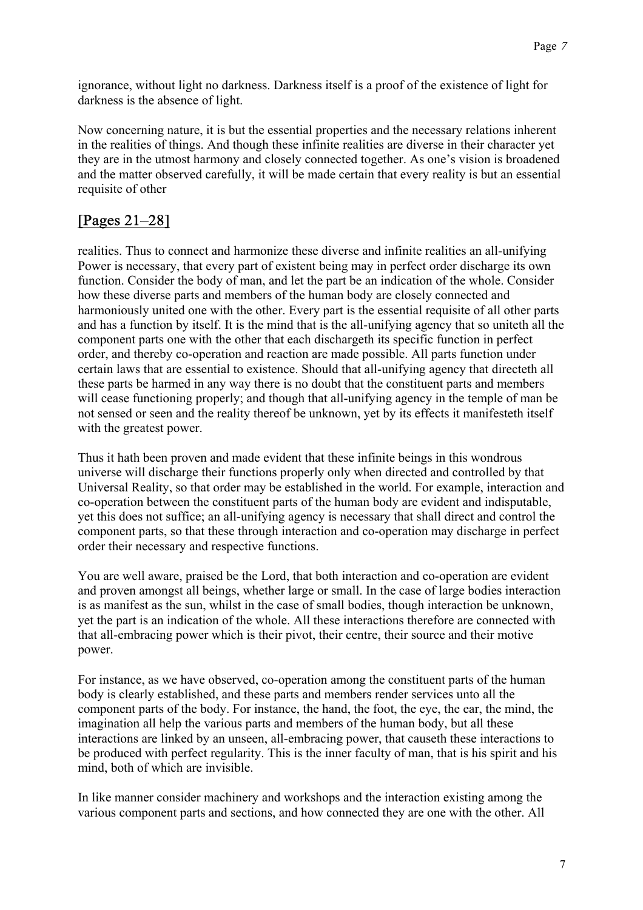ignorance, without light no darkness. Darkness itself is a proof of the existence of light for darkness is the absence of light.

Now concerning nature, it is but the essential properties and the necessary relations inherent in the realities of things. And though these infinite realities are diverse in their character yet they are in the utmost harmony and closely connected together. As one's vision is broadened and the matter observed carefully, it will be made certain that every reality is but an essential requisite of other

## [Pages 21–28]

realities. Thus to connect and harmonize these diverse and infinite realities an all-unifying Power is necessary, that every part of existent being may in perfect order discharge its own function. Consider the body of man, and let the part be an indication of the whole. Consider how these diverse parts and members of the human body are closely connected and harmoniously united one with the other. Every part is the essential requisite of all other parts and has a function by itself. It is the mind that is the all-unifying agency that so uniteth all the component parts one with the other that each dischargeth its specific function in perfect order, and thereby co-operation and reaction are made possible. All parts function under certain laws that are essential to existence. Should that all-unifying agency that directeth all these parts be harmed in any way there is no doubt that the constituent parts and members will cease functioning properly; and though that all-unifying agency in the temple of man be not sensed or seen and the reality thereof be unknown, yet by its effects it manifesteth itself with the greatest power.

Thus it hath been proven and made evident that these infinite beings in this wondrous universe will discharge their functions properly only when directed and controlled by that Universal Reality, so that order may be established in the world. For example, interaction and co-operation between the constituent parts of the human body are evident and indisputable, yet this does not suffice; an all-unifying agency is necessary that shall direct and control the component parts, so that these through interaction and co-operation may discharge in perfect order their necessary and respective functions.

You are well aware, praised be the Lord, that both interaction and co-operation are evident and proven amongst all beings, whether large or small. In the case of large bodies interaction is as manifest as the sun, whilst in the case of small bodies, though interaction be unknown, yet the part is an indication of the whole. All these interactions therefore are connected with that all-embracing power which is their pivot, their centre, their source and their motive power.

For instance, as we have observed, co-operation among the constituent parts of the human body is clearly established, and these parts and members render services unto all the component parts of the body. For instance, the hand, the foot, the eye, the ear, the mind, the imagination all help the various parts and members of the human body, but all these interactions are linked by an unseen, all-embracing power, that causeth these interactions to be produced with perfect regularity. This is the inner faculty of man, that is his spirit and his mind, both of which are invisible.

In like manner consider machinery and workshops and the interaction existing among the various component parts and sections, and how connected they are one with the other. All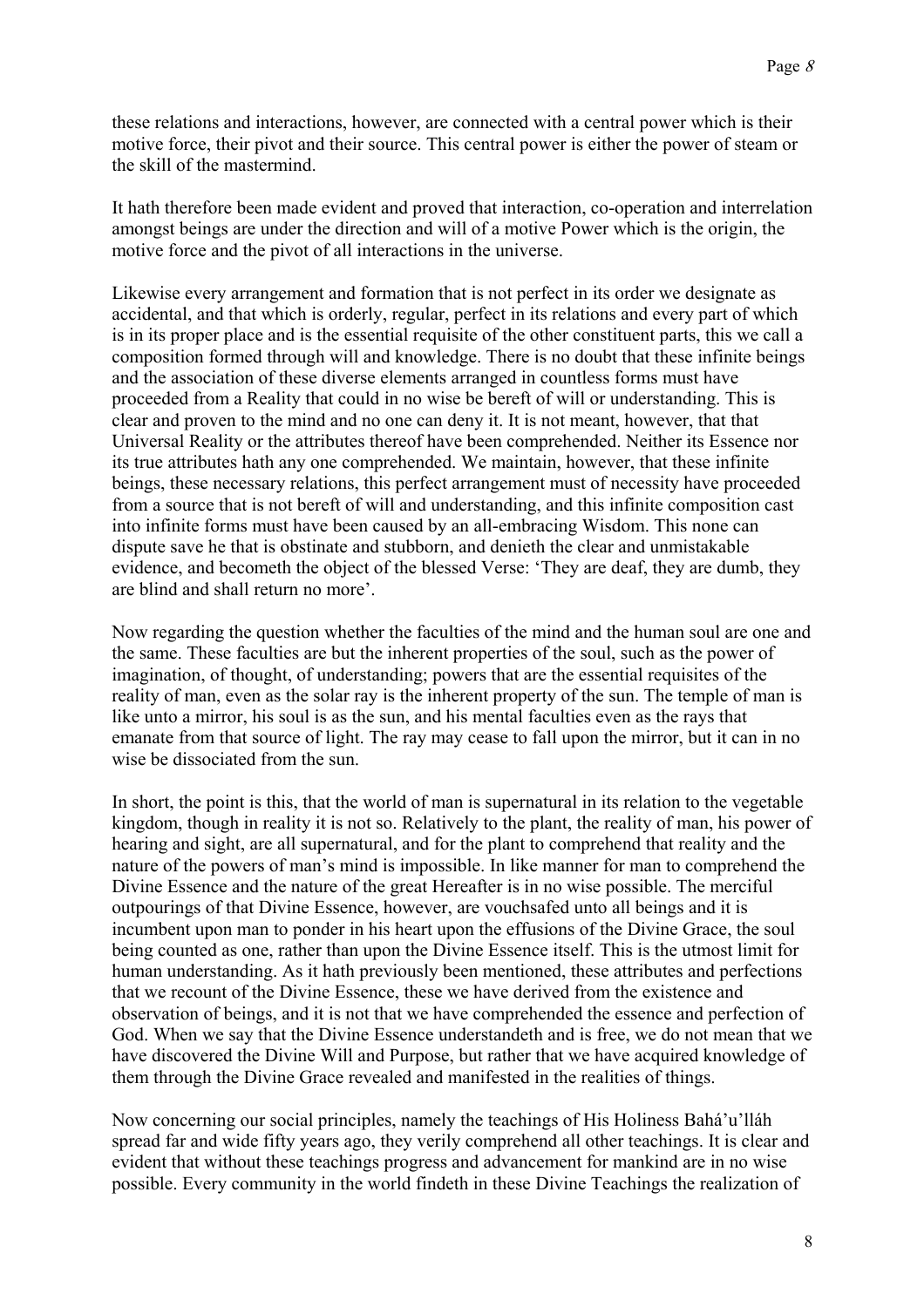these relations and interactions, however, are connected with a central power which is their motive force, their pivot and their source. This central power is either the power of steam or the skill of the mastermind.

It hath therefore been made evident and proved that interaction, co-operation and interrelation amongst beings are under the direction and will of a motive Power which is the origin, the motive force and the pivot of all interactions in the universe.

Likewise every arrangement and formation that is not perfect in its order we designate as accidental, and that which is orderly, regular, perfect in its relations and every part of which is in its proper place and is the essential requisite of the other constituent parts, this we call a composition formed through will and knowledge. There is no doubt that these infinite beings and the association of these diverse elements arranged in countless forms must have proceeded from a Reality that could in no wise be bereft of will or understanding. This is clear and proven to the mind and no one can deny it. It is not meant, however, that that Universal Reality or the attributes thereof have been comprehended. Neither its Essence nor its true attributes hath any one comprehended. We maintain, however, that these infinite beings, these necessary relations, this perfect arrangement must of necessity have proceeded from a source that is not bereft of will and understanding, and this infinite composition cast into infinite forms must have been caused by an all-embracing Wisdom. This none can dispute save he that is obstinate and stubborn, and denieth the clear and unmistakable evidence, and becometh the object of the blessed Verse: 'They are deaf, they are dumb, they are blind and shall return no more'.

Now regarding the question whether the faculties of the mind and the human soul are one and the same. These faculties are but the inherent properties of the soul, such as the power of imagination, of thought, of understanding; powers that are the essential requisites of the reality of man, even as the solar ray is the inherent property of the sun. The temple of man is like unto a mirror, his soul is as the sun, and his mental faculties even as the rays that emanate from that source of light. The ray may cease to fall upon the mirror, but it can in no wise be dissociated from the sun.

In short, the point is this, that the world of man is supernatural in its relation to the vegetable kingdom, though in reality it is not so. Relatively to the plant, the reality of man, his power of hearing and sight, are all supernatural, and for the plant to comprehend that reality and the nature of the powers of man's mind is impossible. In like manner for man to comprehend the Divine Essence and the nature of the great Hereafter is in no wise possible. The merciful outpourings of that Divine Essence, however, are vouchsafed unto all beings and it is incumbent upon man to ponder in his heart upon the effusions of the Divine Grace, the soul being counted as one, rather than upon the Divine Essence itself. This is the utmost limit for human understanding. As it hath previously been mentioned, these attributes and perfections that we recount of the Divine Essence, these we have derived from the existence and observation of beings, and it is not that we have comprehended the essence and perfection of God. When we say that the Divine Essence understandeth and is free, we do not mean that we have discovered the Divine Will and Purpose, but rather that we have acquired knowledge of them through the Divine Grace revealed and manifested in the realities of things.

Now concerning our social principles, namely the teachings of His Holiness Bahá'u'lláh spread far and wide fifty years ago, they verily comprehend all other teachings. It is clear and evident that without these teachings progress and advancement for mankind are in no wise possible. Every community in the world findeth in these Divine Teachings the realization of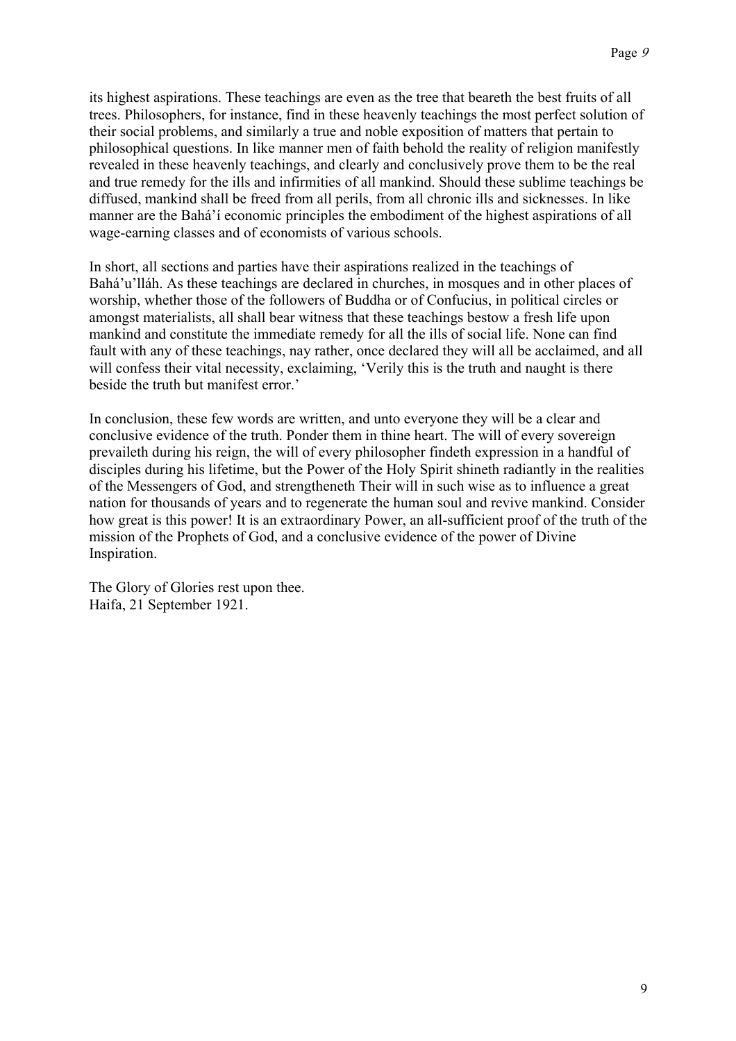its highest aspirations. These teachings are even as the tree that beareth the best fruits of all trees. Philosophers, for instance, find in these heavenly teachings the most perfect solution of their social problems, and similarly a true and noble exposition of matters that pertain to philosophical questions. In like manner men of faith behold the reality of religion manifestly revealed in these heavenly teachings, and clearly and conclusively prove them to be the real and true remedy for the ills and infirmities of all mankind. Should these sublime teachings be diffused, mankind shall be freed from all perils, from all chronic ills and sicknesses. In like manner are the Bahá'í economic principles the embodiment of the highest aspirations of all wage-earning classes and of economists of various schools.

In short, all sections and parties have their aspirations realized in the teachings of Bahá'u'lláh. As these teachings are declared in churches, in mosques and in other places of worship, whether those of the followers of Buddha or of Confucius, in political circles or amongst materialists, all shall bear witness that these teachings bestow a fresh life upon mankind and constitute the immediate remedy for all the ills of social life. None can find fault with any of these teachings, nay rather, once declared they will all be acclaimed, and all will confess their vital necessity, exclaiming, 'Verily this is the truth and naught is there beside the truth but manifest error.'

In conclusion, these few words are written, and unto everyone they will be a clear and conclusive evidence of the truth. Ponder them in thine heart. The will of every sovereign prevaileth during his reign, the will of every philosopher findeth expression in a handful of disciples during his lifetime, but the Power of the Holy Spirit shineth radiantly in the realities of the Messengers of God, and strengtheneth Their will in such wise as to influence a great nation for thousands of years and to regenerate the human soul and revive mankind. Consider how great is this power! It is an extraordinary Power, an all-sufficient proof of the truth of the mission of the Prophets of God, and a conclusive evidence of the power of Divine Inspiration.

The Glory of Glories rest upon thee.
Haifa, 21 September 1921.